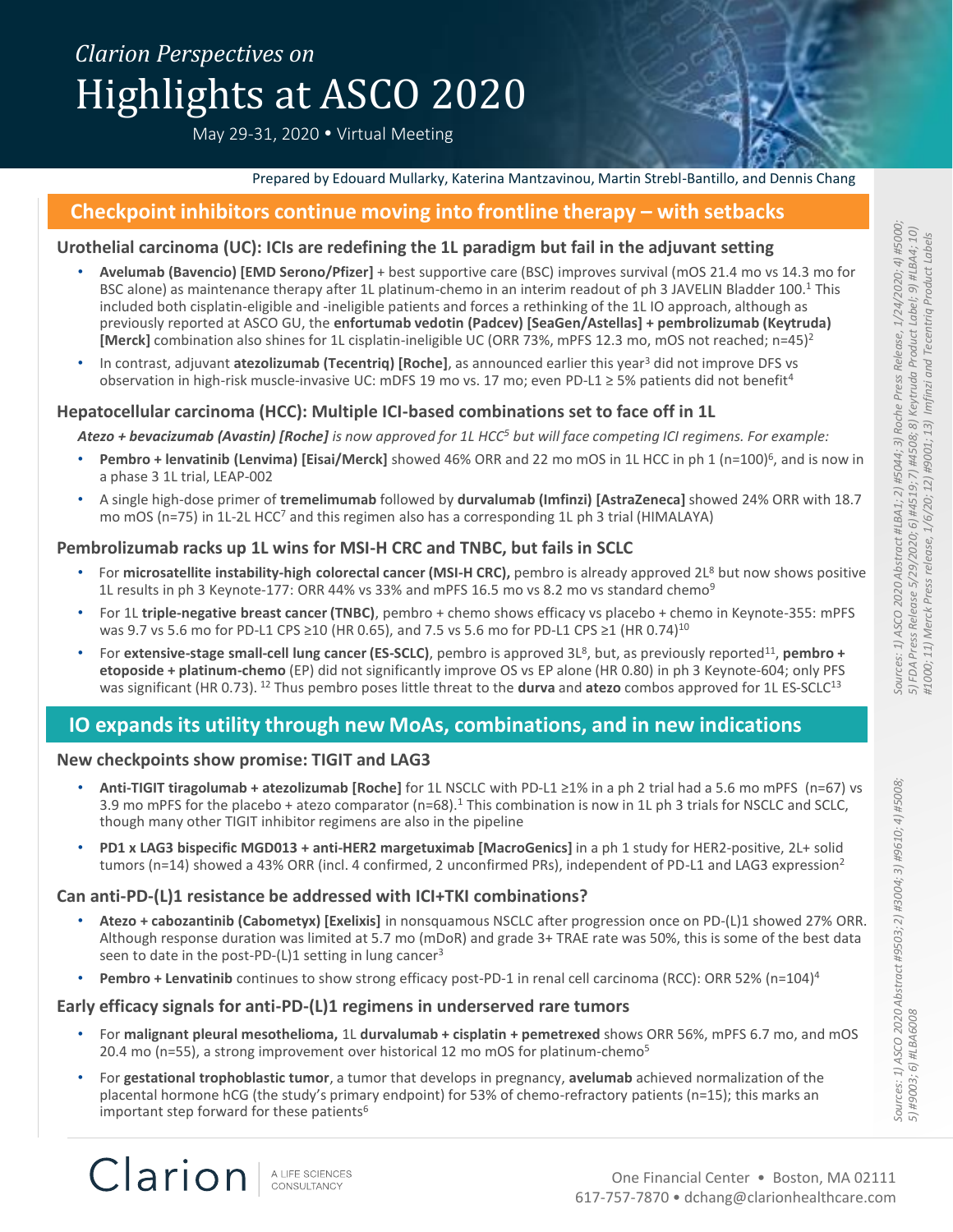*Clarion Perspectives on*

# Highlights at ASCO 2020

May 29-31, 2020 • Virtual Meeting

Prepared by Edouard Mullarky, Katerina Mantzavinou, Martin Strebl-Bantillo, and Dennis Chang

## Checkpoint inhibitors continue moving into frontline therapy – with setbacks

### Urothelial carcinoma (UC): ICIs are redefining the 1L paradigm but fail in the adjuvant setting

- **Avelumab (Bavencio) [EMD Serono/Pfizer]** + best supportive care (BSC) improves survival (mOS 21.4 mo vs 14.3 mo for BSC alone) as maintenance therapy after 1L platinum-chemo in an interim readout of ph 3 JAVELIN Bladder 100.[1] This included both cisplatin-eligible and -ineligible patients and forces a rethinking of the 1L IO approach, although as previously reported at ASCO GU, the **enfortumab vedotin (Padcev) [SeaGen/Astellas] + pembrolizumab (Keytruda) [Merck]** combination also shines for 1L cisplatin-ineligible UC (ORR 73%, mPFS 12.3 mo, mOS not reached; n=45)[2]
- In contrast, adjuvant **atezolizumab (Tecentriq) [Roche]**, as announced earlier this year[3] did not improve DFS vs observation in high-risk muscle-invasive UC: mDFS 19 mo vs. 17 mo; even PD-L1 ≥ 5% patients did not benefit[4]

### Hepatocellular carcinoma (HCC): Multiple ICI-based combinations set to face off in 1L

***Atezo + bevacizumab (Avastin) [Roche]*** *is now approved for 1L HCC[5] but will face competing ICI regimens. For example:*

- **Pembro + lenvatinib (Lenvima) [Eisai/Merck]** showed 46% ORR and 22 mo mOS in 1L HCC in ph 1 (n=100)[6], and is now in a phase 3 1L trial, LEAP-002
- A single high-dose primer of **tremelimumab** followed by **durvalumab (Imfinzi) [AstraZeneca]** showed 24% ORR with 18.7 mo mOS (n=75) in 1L-2L HCC[7] and this regimen also has a corresponding 1L ph 3 trial (HIMALAYA)

### Pembrolizumab racks up 1L wins for MSI-H CRC and TNBC, but fails in SCLC

- For **microsatellite instability-high colorectal cancer (MSI-H CRC),** pembro is already approved 2L[8] but now shows positive 1L results in ph 3 Keynote-177: ORR 44% vs 33% and mPFS 16.5 mo vs 8.2 mo vs standard chemo[9]
- For 1L **triple-negative breast cancer (TNBC)**, pembro + chemo shows efficacy vs placebo + chemo in Keynote-355: mPFS was 9.7 vs 5.6 mo for PD-L1 CPS ≥10 (HR 0.65), and 7.5 vs 5.6 mo for PD-L1 CPS ≥1 (HR 0.74)[10]
- For **extensive-stage small-cell lung cancer (ES-SCLC)**, pembro is approved 3L[8], but, as previously reported[11], **pembro + etoposide + platinum-chemo** (EP) did not significantly improve OS vs EP alone (HR 0.80) in ph 3 Keynote-604; only PFS was significant (HR 0.73).[12] Thus pembro poses little threat to the **durva** and **atezo** combos approved for 1L ES-SCLC[13]

*Sources: 1) ASCO 2020 Abstract #LBA1; 2) #5044; 3) Roche Press Release, 1/24/2020; 4) #5000; 5) FDA Press Release 5/29/2020; 6) #4519; 7) #4508; 8) Keytruda Product Label; 9) #LBA4; 10) #1000; 11) Merck Press release, 1/6/20; 12) #9001; 13) Imfinzi and Tecentriq Product Labels*

## IO expands its utility through new MoAs, combinations, and in new indications

### New checkpoints show promise: TIGIT and LAG3

- **Anti-TIGIT tiragolumab + atezolizumab [Roche]** for 1L NSCLC with PD-L1 ≥1% in a ph 2 trial had a 5.6 mo mPFS (n=67) vs 3.9 mo mPFS for the placebo + atezo comparator (n=68).[1] This combination is now in 1L ph 3 trials for NSCLC and SCLC, though many other TIGIT inhibitor regimens are also in the pipeline
- **PD1 x LAG3 bispecific MGD013 + anti-HER2 margetuximab [MacroGenics]** in a ph 1 study for HER2-positive, 2L+ solid tumors (n=14) showed a 43% ORR (incl. 4 confirmed, 2 unconfirmed PRs), independent of PD-L1 and LAG3 expression[2]

### Can anti-PD-(L)1 resistance be addressed with ICI+TKI combinations?

- **Atezo + cabozantinib (Cabometyx) [Exelixis]** in nonsquamous NSCLC after progression once on PD-(L)1 showed 27% ORR. Although response duration was limited at 5.7 mo (mDoR) and grade 3+ TRAE rate was 50%, this is some of the best data seen to date in the post-PD-(L)1 setting in lung cancer[3]
- **Pembro + Lenvatinib** continues to show strong efficacy post-PD-1 in renal cell carcinoma (RCC): ORR 52% (n=104)[4]

### Early efficacy signals for anti-PD-(L)1 regimens in underserved rare tumors

- For **malignant pleural mesothelioma,** 1L **durvalumab + cisplatin + pemetrexed** shows ORR 56%, mPFS 6.7 mo, and mOS 20.4 mo (n=55), a strong improvement over historical 12 mo mOS for platinum-chemo[5]
- For **gestational trophoblastic tumor**, a tumor that develops in pregnancy, **avelumab** achieved normalization of the placental hormone hCG (the study's primary endpoint) for 53% of chemo-refractory patients (n=15); this marks an important step forward for these patients[6]

*Sources: 1) ASCO 2020 Abstract #9503; 2) #3004; 3) #9610; 4) #5008; 5) #9003; 6) #LBA6008*

Clarion | A LIFE SCIENCES CONSULTANCY

One Financial Center • Boston, MA 02111
617-757-7870 • dchang@clarionhealthcare.com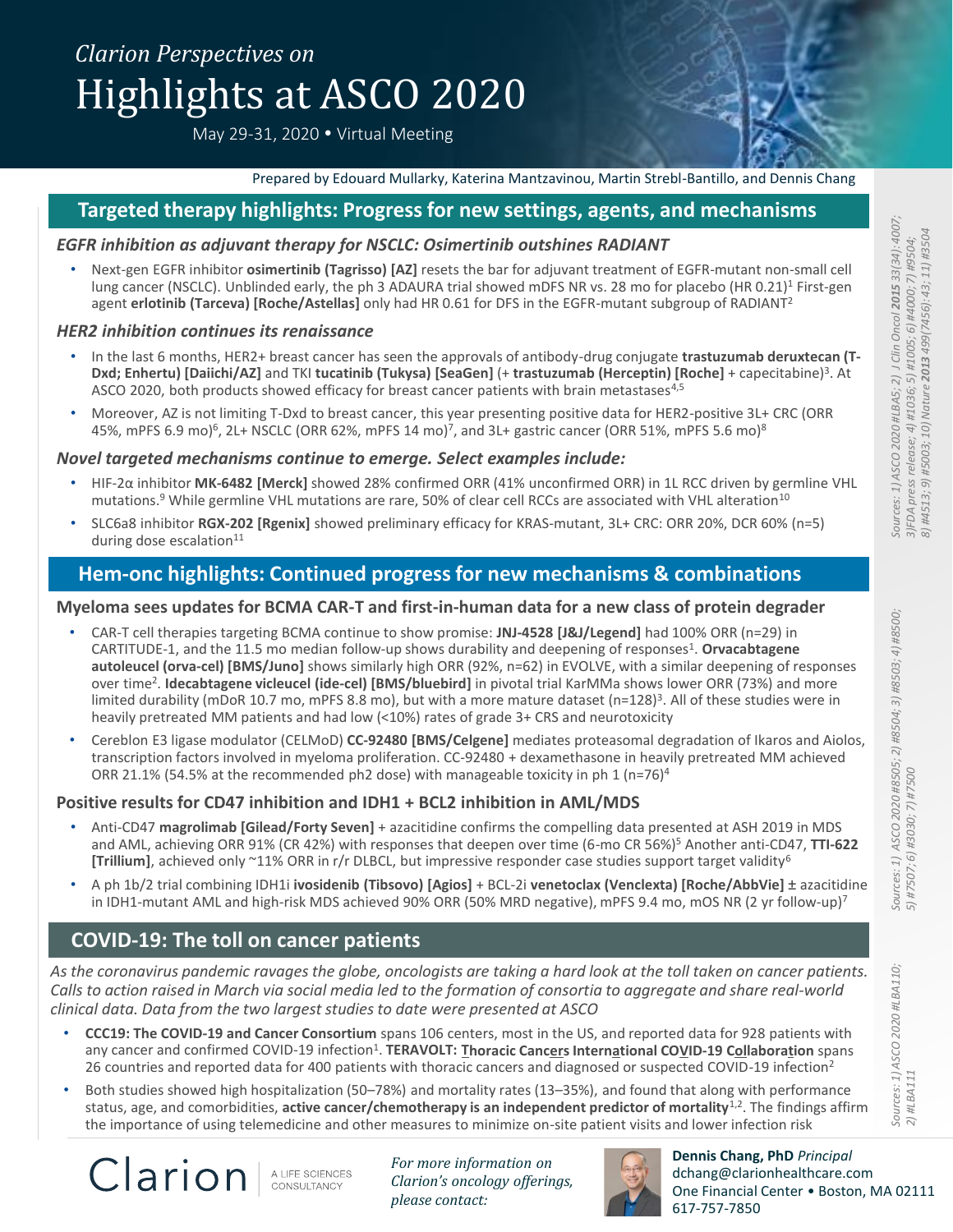*Clarion Perspectives on*

# Highlights at ASCO 2020

May 29-31, 2020 • Virtual Meeting

Prepared by Edouard Mullarky, Katerina Mantzavinou, Martin Strebl-Bantillo, and Dennis Chang

## Targeted therapy highlights: Progress for new settings, agents, and mechanisms

### *EGFR inhibition as adjuvant therapy for NSCLC: Osimertinib outshines RADIANT*

- Next-gen EGFR inhibitor **osimertinib (Tagrisso) [AZ]** resets the bar for adjuvant treatment of EGFR-mutant non-small cell lung cancer (NSCLC). Unblinded early, the ph 3 ADAURA trial showed mDFS NR vs. 28 mo for placebo (HR 0.21)[1] First-gen agent **erlotinib (Tarceva) [Roche/Astellas]** only had HR 0.61 for DFS in the EGFR-mutant subgroup of RADIANT[2]

### *HER2 inhibition continues its renaissance*

- In the last 6 months, HER2+ breast cancer has seen the approvals of antibody-drug conjugate **trastuzumab deruxtecan (T-Dxd; Enhertu) [Daiichi/AZ]** and TKI **tucatinib (Tukysa) [SeaGen]** (+ **trastuzumab (Herceptin) [Roche]** + capecitabine)[3]. At ASCO 2020, both products showed efficacy for breast cancer patients with brain metastases[4,5]
- Moreover, AZ is not limiting T-Dxd to breast cancer, this year presenting positive data for HER2-positive 3L+ CRC (ORR 45%, mPFS 6.9 mo)[6], 2L+ NSCLC (ORR 62%, mPFS 14 mo)[7], and 3L+ gastric cancer (ORR 51%, mPFS 5.6 mo)[8]

### *Novel targeted mechanisms continue to emerge. Select examples include:*

- HIF-2α inhibitor **MK-6482 [Merck]** showed 28% confirmed ORR (41% unconfirmed ORR) in 1L RCC driven by germline VHL mutations.[9] While germline VHL mutations are rare, 50% of clear cell RCCs are associated with VHL alteration[10]
- SLC6a8 inhibitor **RGX-202 [Rgenix]** showed preliminary efficacy for KRAS-mutant, 3L+ CRC: ORR 20%, DCR 60% (n=5) during dose escalation[11]

*Sources: 1) ASCO 2020 #LBA5; 2) J Clin Oncol **2015** 33(34):4007; 3)FDA press release; 4) #1036; 5) #1005; 6) #4000; 7) #9504; 8) #4513; 9) #5003; 10) Nature **2013** 499(7456):43; 11) #3504*

## Hem-onc highlights: Continued progress for new mechanisms & combinations

### Myeloma sees updates for BCMA CAR-T and first-in-human data for a new class of protein degrader

- CAR-T cell therapies targeting BCMA continue to show promise: **JNJ-4528 [J&J/Legend]** had 100% ORR (n=29) in CARTITUDE-1, and the 11.5 mo median follow-up shows durability and deepening of responses[1]. **Orvacabtagene autoleucel (orva-cel) [BMS/Juno]** shows similarly high ORR (92%, n=62) in EVOLVE, with a similar deepening of responses over time[2]. **Idecabtagene vicleucel (ide-cel) [BMS/bluebird]** in pivotal trial KarMMa shows lower ORR (73%) and more limited durability (mDoR 10.7 mo, mPFS 8.8 mo), but with a more mature dataset (n=128)[3]. All of these studies were in heavily pretreated MM patients and had low (<10%) rates of grade 3+ CRS and neurotoxicity
- Cereblon E3 ligase modulator (CELMoD) **CC-92480 [BMS/Celgene]** mediates proteasomal degradation of Ikaros and Aiolos, transcription factors involved in myeloma proliferation. CC-92480 + dexamethasone in heavily pretreated MM achieved ORR 21.1% (54.5% at the recommended ph2 dose) with manageable toxicity in ph 1 (n=76)[4]

### Positive results for CD47 inhibition and IDH1 + BCL2 inhibition in AML/MDS

- Anti-CD47 **magrolimab [Gilead/Forty Seven]** + azacitidine confirms the compelling data presented at ASH 2019 in MDS and AML, achieving ORR 91% (CR 42%) with responses that deepen over time (6-mo CR 56%)[5] Another anti-CD47, **TTI-622 [Trillium]**, achieved only ~11% ORR in r/r DLBCL, but impressive responder case studies support target validity[6]
- A ph 1b/2 trial combining IDH1i **ivosidenib (Tibsovo) [Agios]** + BCL-2i **venetoclax (Venclexta) [Roche/AbbVie]** ± azacitidine in IDH1-mutant AML and high-risk MDS achieved 90% ORR (50% MRD negative), mPFS 9.4 mo, mOS NR (2 yr follow-up)[7]

*Sources: 1) ASCO 2020 #8505; 2) #8504; 3) #8503; 4) #8500; 5) #7507; 6) #3030; 7) #7500*

## COVID-19: The toll on cancer patients

*As the coronavirus pandemic ravages the globe, oncologists are taking a hard look at the toll taken on cancer patients. Calls to action raised in March via social media led to the formation of consortia to aggregate and share real-world clinical data. Data from the two largest studies to date were presented at ASCO*

- **CCC19: The COVID-19 and Cancer Consortium** spans 106 centers, most in the US, and reported data for 928 patients with any cancer and confirmed COVID-19 infection[1]. **TERAVOLT: Thoracic Cancers International COVID-19 Collaboration** spans 26 countries and reported data for 400 patients with thoracic cancers and diagnosed or suspected COVID-19 infection[2]
- Both studies showed high hospitalization (50–78%) and mortality rates (13–35%), and found that along with performance status, age, and comorbidities, **active cancer/chemotherapy is an independent predictor of mortality**[1,2]. The findings affirm the importance of using telemedicine and other measures to minimize on-site patient visits and lower infection risk

*Sources: 1) ASCO 2020 #LBA110; 2) #LBA111*

Clarion | A LIFE SCIENCES CONSULTANCY

*For more information on Clarion's oncology offerings, please contact:*

**Dennis Chang, PhD** *Principal*
dchang@clarionhealthcare.com
One Financial Center • Boston, MA 02111
617-757-7850